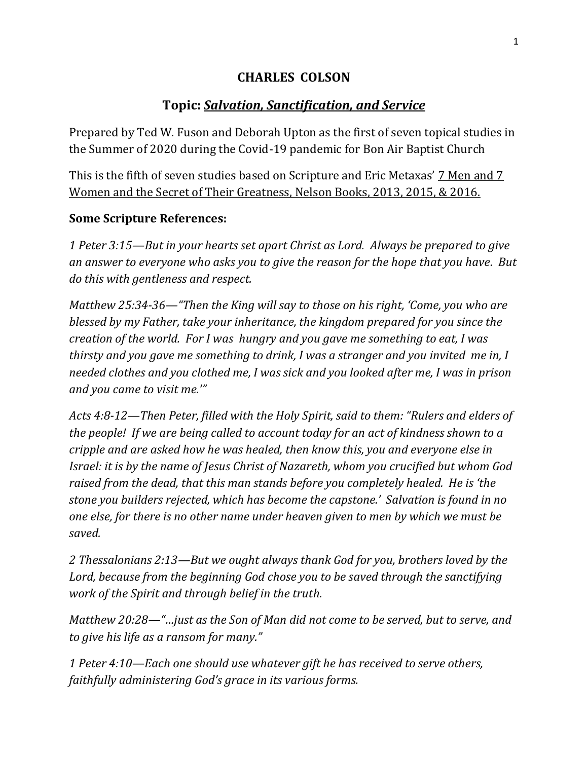# CHARLES COLSON

## Topic: ***<u>Salvation, Sanctification, and Service</u>***

Prepared by Ted W. Fuson and Deborah Upton as the first of seven topical studies in the Summer of 2020 during the Covid-19 pandemic for Bon Air Baptist Church

This is the fifth of seven studies based on Scripture and Eric Metaxas' <u>7 Men and 7 Women and the Secret of Their Greatness, Nelson Books, 2013, 2015, & 2016.</u>

**Some Scripture References:**

*1 Peter 3:15—But in your hearts set apart Christ as Lord. Always be prepared to give an answer to everyone who asks you to give the reason for the hope that you have. But do this with gentleness and respect.*

*Matthew 25:34-36—"Then the King will say to those on his right, 'Come, you who are blessed by my Father, take your inheritance, the kingdom prepared for you since the creation of the world. For I was hungry and you gave me something to eat, I was thirsty and you gave me something to drink, I was a stranger and you invited me in, I needed clothes and you clothed me, I was sick and you looked after me, I was in prison and you came to visit me.'"*

*Acts 4:8-12—Then Peter, filled with the Holy Spirit, said to them: "Rulers and elders of the people! If we are being called to account today for an act of kindness shown to a cripple and are asked how he was healed, then know this, you and everyone else in Israel: it is by the name of Jesus Christ of Nazareth, whom you crucified but whom God raised from the dead, that this man stands before you completely healed. He is 'the stone you builders rejected, which has become the capstone.' Salvation is found in no one else, for there is no other name under heaven given to men by which we must be saved.*

*2 Thessalonians 2:13—But we ought always thank God for you, brothers loved by the Lord, because from the beginning God chose you to be saved through the sanctifying work of the Spirit and through belief in the truth.*

*Matthew 20:28—"…just as the Son of Man did not come to be served, but to serve, and to give his life as a ransom for many."*

*1 Peter 4:10—Each one should use whatever gift he has received to serve others, faithfully administering God's grace in its various forms.*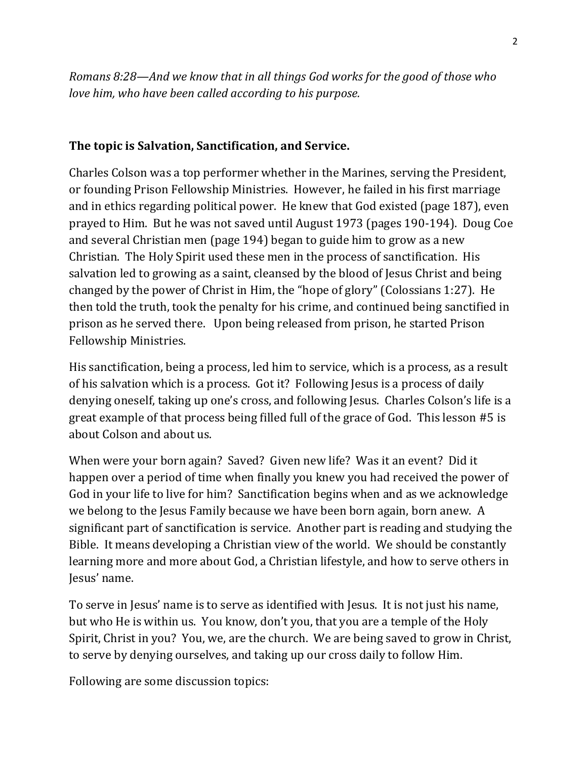*Romans 8:28—And we know that in all things God works for the good of those who love him, who have been called according to his purpose.*

**The topic is Salvation, Sanctification, and Service.**

Charles Colson was a top performer whether in the Marines, serving the President, or founding Prison Fellowship Ministries. However, he failed in his first marriage and in ethics regarding political power. He knew that God existed (page 187), even prayed to Him. But he was not saved until August 1973 (pages 190-194). Doug Coe and several Christian men (page 194) began to guide him to grow as a new Christian. The Holy Spirit used these men in the process of sanctification. His salvation led to growing as a saint, cleansed by the blood of Jesus Christ and being changed by the power of Christ in Him, the "hope of glory" (Colossians 1:27). He then told the truth, took the penalty for his crime, and continued being sanctified in prison as he served there. Upon being released from prison, he started Prison Fellowship Ministries.

His sanctification, being a process, led him to service, which is a process, as a result of his salvation which is a process. Got it? Following Jesus is a process of daily denying oneself, taking up one's cross, and following Jesus. Charles Colson's life is a great example of that process being filled full of the grace of God. This lesson #5 is about Colson and about us.

When were your born again? Saved? Given new life? Was it an event? Did it happen over a period of time when finally you knew you had received the power of God in your life to live for him? Sanctification begins when and as we acknowledge we belong to the Jesus Family because we have been born again, born anew. A significant part of sanctification is service. Another part is reading and studying the Bible. It means developing a Christian view of the world. We should be constantly learning more and more about God, a Christian lifestyle, and how to serve others in Jesus' name.

To serve in Jesus' name is to serve as identified with Jesus. It is not just his name, but who He is within us. You know, don't you, that you are a temple of the Holy Spirit, Christ in you? You, we, are the church. We are being saved to grow in Christ, to serve by denying ourselves, and taking up our cross daily to follow Him.

Following are some discussion topics: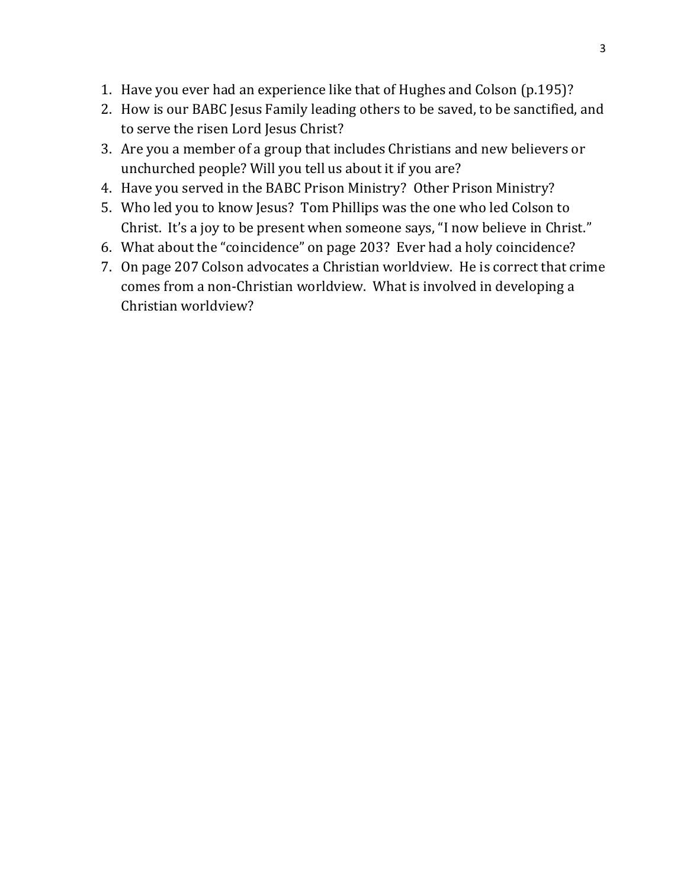1. Have you ever had an experience like that of Hughes and Colson (p.195)?
2. How is our BABC Jesus Family leading others to be saved, to be sanctified, and to serve the risen Lord Jesus Christ?
3. Are you a member of a group that includes Christians and new believers or unchurched people? Will you tell us about it if you are?
4. Have you served in the BABC Prison Ministry? Other Prison Ministry?
5. Who led you to know Jesus? Tom Phillips was the one who led Colson to Christ. It's a joy to be present when someone says, "I now believe in Christ."
6. What about the "coincidence" on page 203? Ever had a holy coincidence?
7. On page 207 Colson advocates a Christian worldview. He is correct that crime comes from a non-Christian worldview. What is involved in developing a Christian worldview?